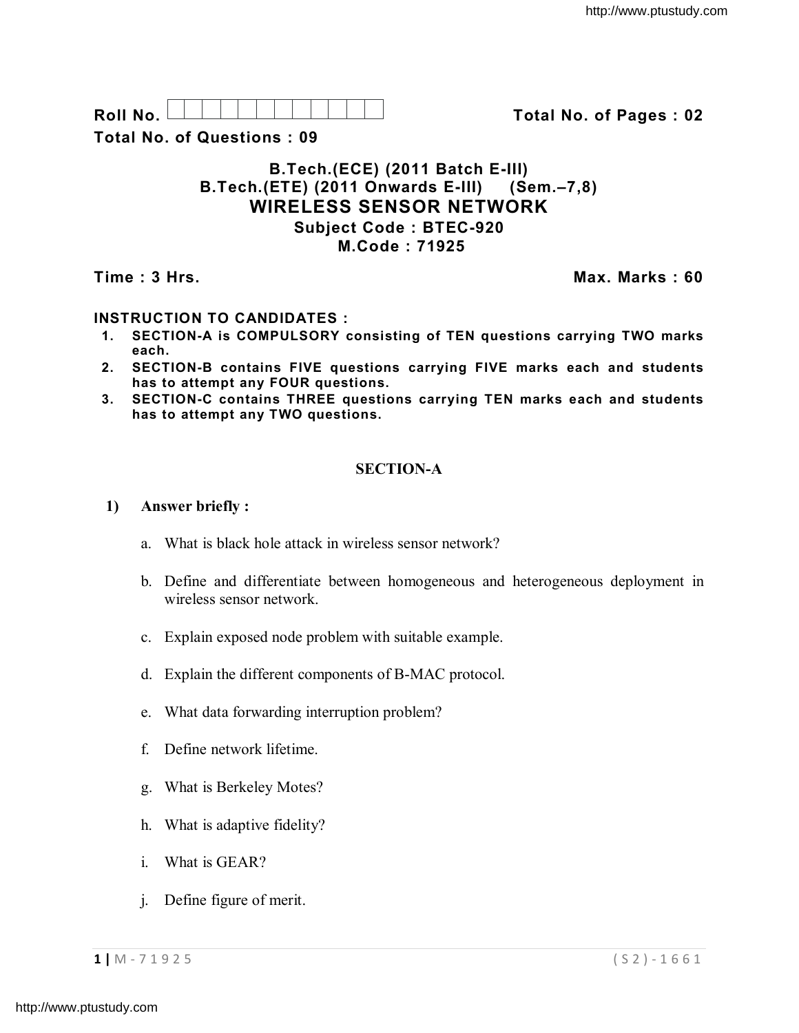**Roll No.** ☐☐☐☐☐☐☐☐☐☐☐☐ **Total No. of Pages : 02**

**Total No. of Questions : 09**

**B.Tech.(ECE) (2011 Batch E-III)**
**B.Tech.(ETE) (2011 Onwards E-III) (Sem.–7,8)**

# WIRELESS SENSOR NETWORK

**Subject Code : BTEC-920**
**M.Code : 71925**

**Time : 3 Hrs.** **Max. Marks : 60**

**INSTRUCTION TO CANDIDATES :**

1. **SECTION-A is COMPULSORY consisting of TEN questions carrying TWO marks each.**
2. **SECTION-B contains FIVE questions carrying FIVE marks each and students has to attempt any FOUR questions.**
3. **SECTION-C contains THREE questions carrying TEN marks each and students has to attempt any TWO questions.**

## SECTION-A

**1) Answer briefly :**

a. What is black hole attack in wireless sensor network?

b. Define and differentiate between homogeneous and heterogeneous deployment in wireless sensor network.

c. Explain exposed node problem with suitable example.

d. Explain the different components of B-MAC protocol.

e. What data forwarding interruption problem?

f. Define network lifetime.

g. What is Berkeley Motes?

h. What is adaptive fidelity?

i. What is GEAR?

j. Define figure of merit.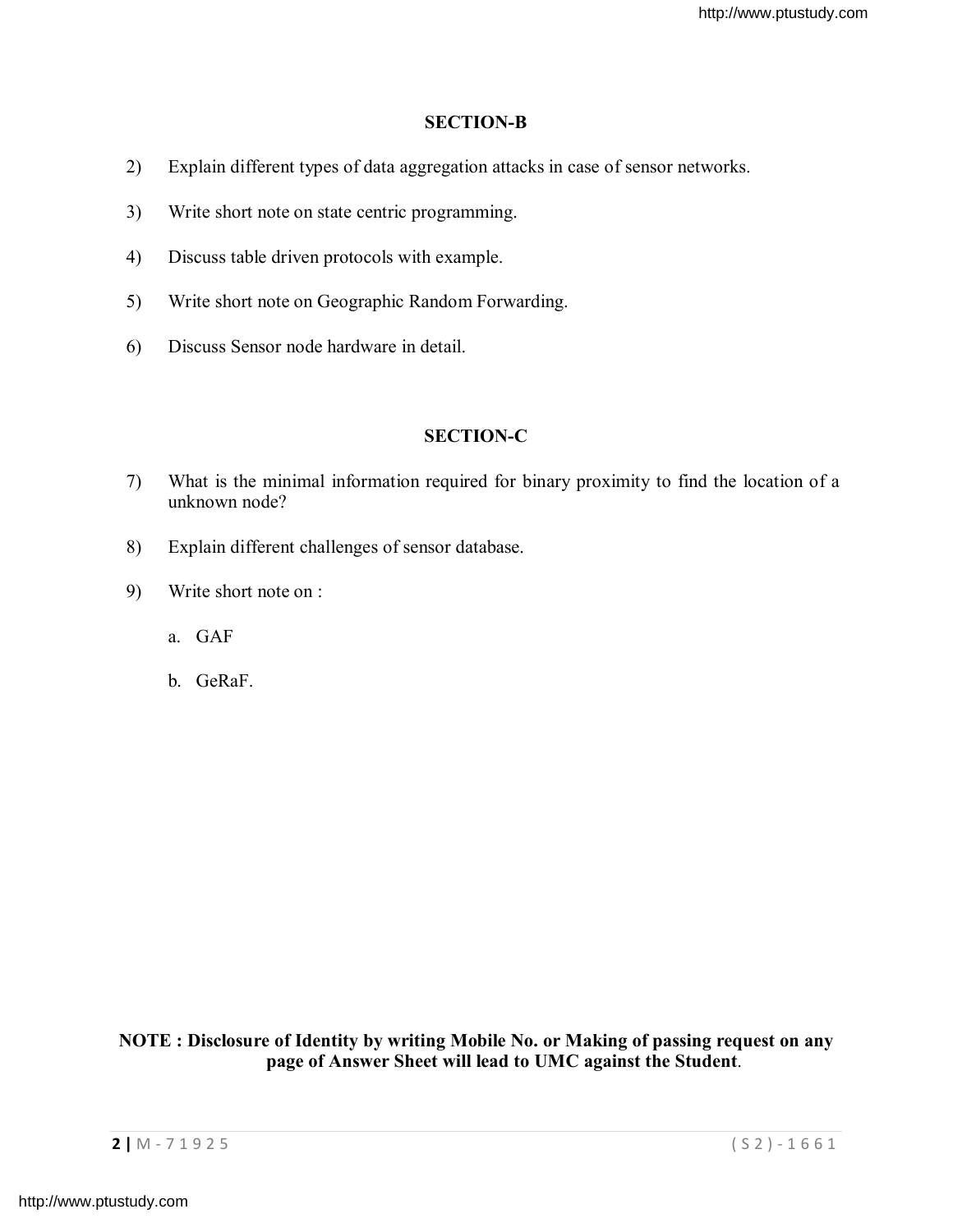## SECTION-B

2) Explain different types of data aggregation attacks in case of sensor networks.

3) Write short note on state centric programming.

4) Discuss table driven protocols with example.

5) Write short note on Geographic Random Forwarding.

6) Discuss Sensor node hardware in detail.

## SECTION-C

7) What is the minimal information required for binary proximity to find the location of a unknown node?

8) Explain different challenges of sensor database.

9) Write short note on :

   a. GAF

   b. GeRaF.

**NOTE : Disclosure of Identity by writing Mobile No. or Making of passing request on any page of Answer Sheet will lead to UMC against the Student.**